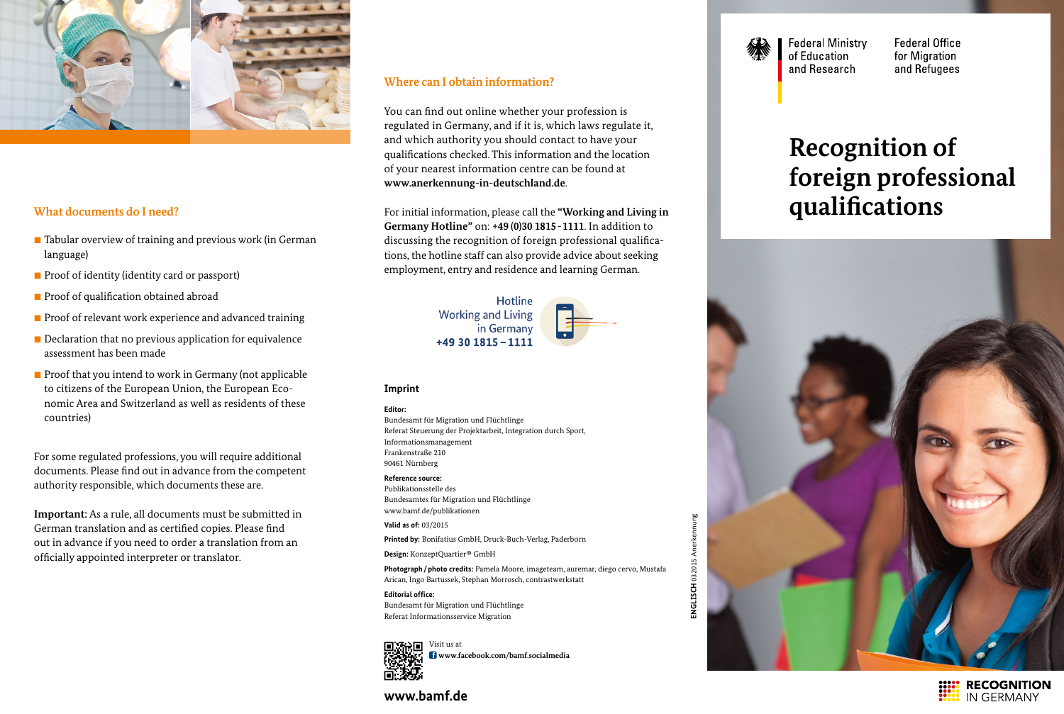## What documents do I need?

- Tabular overview of training and previous work (in German language)
- Proof of identity (identity card or passport)
- Proof of qualification obtained abroad
- Proof of relevant work experience and advanced training
- Declaration that no previous application for equivalence assessment has been made
- Proof that you intend to work in Germany (not applicable to citizens of the European Union, the European Economic Area and Switzerland as well as residents of these countries)

For some regulated professions, you will require additional documents. Please find out in advance from the competent authority responsible, which documents these are.

**Important:** As a rule, all documents must be submitted in German translation and as certified copies. Please find out in advance if you need to order a translation from an officially appointed interpreter or translator.

## Where can I obtain information?

You can find out online whether your profession is regulated in Germany, and if it is, which laws regulate it, and which authority you should contact to have your qualifications checked. This information and the location of your nearest information centre can be found at **www.anerkennung-in-deutschland.de**.

For initial information, please call the **"Working and Living in Germany Hotline"** on: **+49 (0)30 1815 - 1111**. In addition to discussing the recognition of foreign professional qualifications, the hotline staff can also provide advice about seeking employment, entry and residence and learning German.

Hotline
Working and Living
in Germany
**+49 30 1815 – 1111**

### Imprint

**Editor:**
Bundesamt für Migration und Flüchtlinge
Referat Steuerung der Projektarbeit, Integration durch Sport, Informationsmanagement
Frankenstraße 210
90461 Nürnberg

**Reference source:**
Publikationsstelle des
Bundesamtes für Migration und Flüchtlinge
www.bamf.de/publikationen

**Valid as of:** 03/2015

**Printed by:** Bonifatius GmbH, Druck-Buch-Verlag, Paderborn

**Design:** KonzeptQuartier® GmbH

**Photograph / photo credits:** Pamela Moore, imageteam, auremar, diego cervo, Mustafa Arican, Ingo Bartussek, Stephan Morrosch, contrastwerkstatt

**Editorial office:**
Bundesamt für Migration und Flüchtlinge
Referat Informationsservice Migration

Visit us at
**www.facebook.com/bamf.socialmedia**

**www.bamf.de**

**ENGLISCH** 032015 Anerkennung

Federal Ministry of Education and Research

Federal Office for Migration and Refugees

# Recognition of foreign professional qualifications

**RECOGNITION** IN GERMANY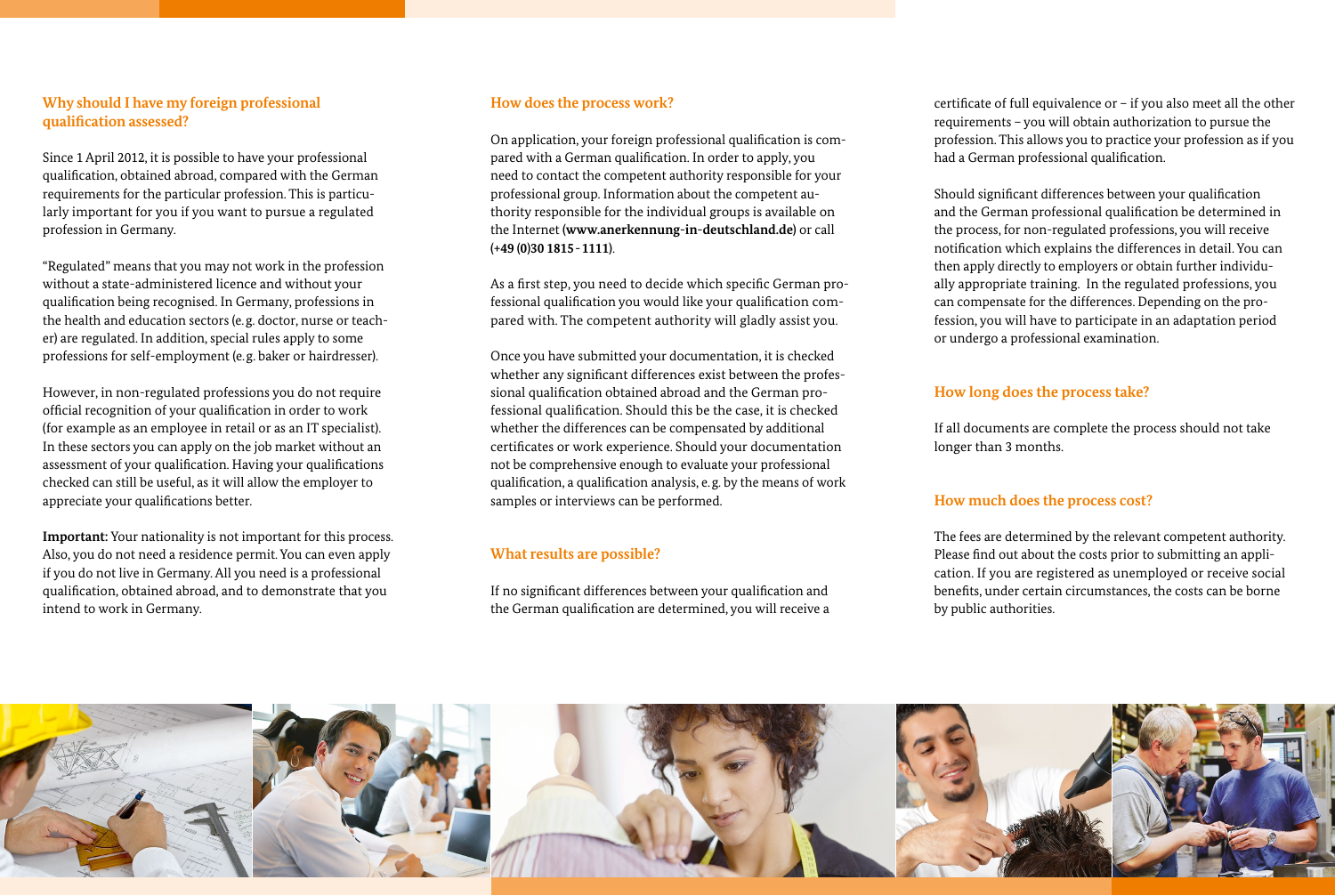## Why should I have my foreign professional qualification assessed?

Since 1 April 2012, it is possible to have your professional qualification, obtained abroad, compared with the German requirements for the particular profession. This is particularly important for you if you want to pursue a regulated profession in Germany.

"Regulated" means that you may not work in the profession without a state-administered licence and without your qualification being recognised. In Germany, professions in the health and education sectors (e. g. doctor, nurse or teacher) are regulated. In addition, special rules apply to some professions for self-employment (e. g. baker or hairdresser).

However, in non-regulated professions you do not require official recognition of your qualification in order to work (for example as an employee in retail or as an IT specialist). In these sectors you can apply on the job market without an assessment of your qualification. Having your qualifications checked can still be useful, as it will allow the employer to appreciate your qualifications better.

**Important:** Your nationality is not important for this process. Also, you do not need a residence permit. You can even apply if you do not live in Germany. All you need is a professional qualification, obtained abroad, and to demonstrate that you intend to work in Germany.

## How does the process work?

On application, your foreign professional qualification is compared with a German qualification. In order to apply, you need to contact the competent authority responsible for your professional group. Information about the competent authority responsible for the individual groups is available on the Internet (**www.anerkennung-in-deutschland.de**) or call (**+49 (0)30 1815 - 1111**).

As a first step, you need to decide which specific German professional qualification you would like your qualification compared with. The competent authority will gladly assist you.

Once you have submitted your documentation, it is checked whether any significant differences exist between the professional qualification obtained abroad and the German professional qualification. Should this be the case, it is checked whether the differences can be compensated by additional certificates or work experience. Should your documentation not be comprehensive enough to evaluate your professional qualification, a qualification analysis, e. g. by the means of work samples or interviews can be performed.

## What results are possible?

If no significant differences between your qualification and the German qualification are determined, you will receive a certificate of full equivalence or – if you also meet all the other requirements – you will obtain authorization to pursue the profession. This allows you to practice your profession as if you had a German professional qualification.

Should significant differences between your qualification and the German professional qualification be determined in the process, for non-regulated professions, you will receive notification which explains the differences in detail. You can then apply directly to employers or obtain further individually appropriate training. In the regulated professions, you can compensate for the differences. Depending on the profession, you will have to participate in an adaptation period or undergo a professional examination.

## How long does the process take?

If all documents are complete the process should not take longer than 3 months.

## How much does the process cost?

The fees are determined by the relevant competent authority. Please find out about the costs prior to submitting an application. If you are registered as unemployed or receive social benefits, under certain circumstances, the costs can be borne by public authorities.